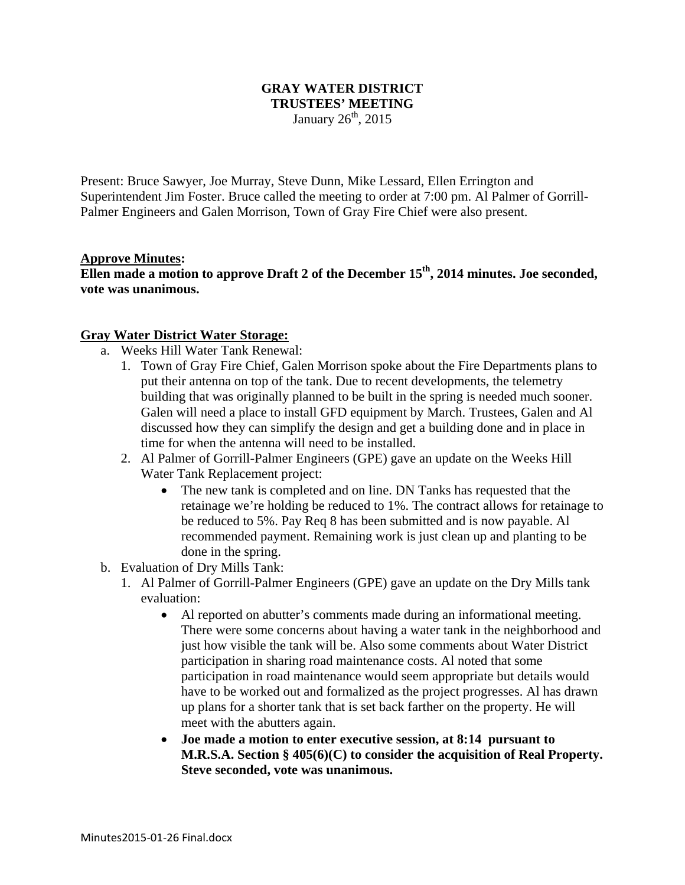# GRAY WATER DISTRICT
## TRUSTEES' MEETING
January 26th, 2015

Present: Bruce Sawyer, Joe Murray, Steve Dunn, Mike Lessard, Ellen Errington and Superintendent Jim Foster. Bruce called the meeting to order at 7:00 pm. Al Palmer of Gorrill-Palmer Engineers and Galen Morrison, Town of Gray Fire Chief were also present.

**Approve Minutes:**

**Ellen made a motion to approve Draft 2 of the December 15th, 2014 minutes. Joe seconded, vote was unanimous.**

**Gray Water District Water Storage:**

a. Weeks Hill Water Tank Renewal:
   1. Town of Gray Fire Chief, Galen Morrison spoke about the Fire Departments plans to put their antenna on top of the tank. Due to recent developments, the telemetry building that was originally planned to be built in the spring is needed much sooner. Galen will need a place to install GFD equipment by March. Trustees, Galen and Al discussed how they can simplify the design and get a building done and in place in time for when the antenna will need to be installed.
   2. Al Palmer of Gorrill-Palmer Engineers (GPE) gave an update on the Weeks Hill Water Tank Replacement project:
      - The new tank is completed and on line. DN Tanks has requested that the retainage we're holding be reduced to 1%. The contract allows for retainage to be reduced to 5%. Pay Req 8 has been submitted and is now payable. Al recommended payment. Remaining work is just clean up and planting to be done in the spring.

b. Evaluation of Dry Mills Tank:
   1. Al Palmer of Gorrill-Palmer Engineers (GPE) gave an update on the Dry Mills tank evaluation:
      - Al reported on abutter's comments made during an informational meeting. There were some concerns about having a water tank in the neighborhood and just how visible the tank will be. Also some comments about Water District participation in sharing road maintenance costs. Al noted that some participation in road maintenance would seem appropriate but details would have to be worked out and formalized as the project progresses. Al has drawn up plans for a shorter tank that is set back farther on the property. He will meet with the abutters again.
      - **Joe made a motion to enter executive session, at 8:14 pursuant to M.R.S.A. Section § 405(6)(C) to consider the acquisition of Real Property. Steve seconded, vote was unanimous.**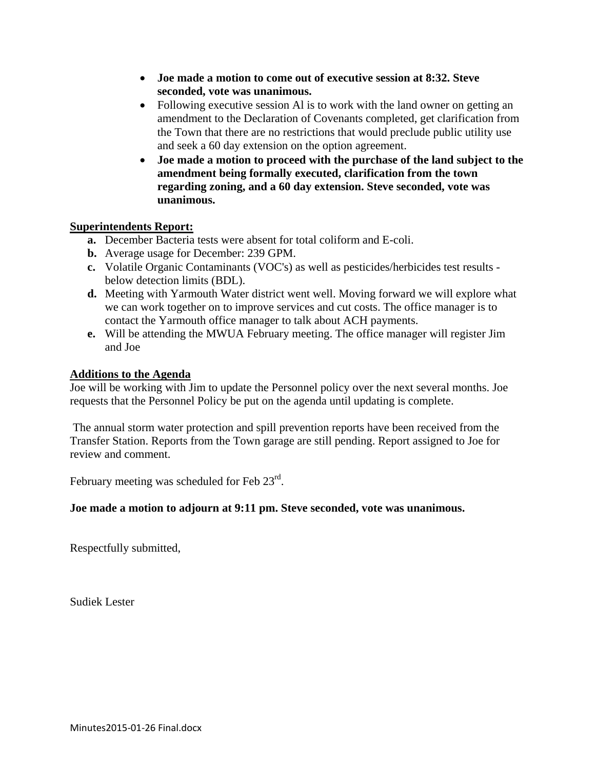- **Joe made a motion to come out of executive session at 8:32. Steve seconded, vote was unanimous.**
- Following executive session Al is to work with the land owner on getting an amendment to the Declaration of Covenants completed, get clarification from the Town that there are no restrictions that would preclude public utility use and seek a 60 day extension on the option agreement.
- **Joe made a motion to proceed with the purchase of the land subject to the amendment being formally executed, clarification from the town regarding zoning, and a 60 day extension. Steve seconded, vote was unanimous.**

**Superintendents Report:**

- **a.** December Bacteria tests were absent for total coliform and E-coli.
- **b.** Average usage for December: 239 GPM.
- **c.** Volatile Organic Contaminants (VOC's) as well as pesticides/herbicides test results - below detection limits (BDL).
- **d.** Meeting with Yarmouth Water district went well. Moving forward we will explore what we can work together on to improve services and cut costs. The office manager is to contact the Yarmouth office manager to talk about ACH payments.
- **e.** Will be attending the MWUA February meeting. The office manager will register Jim and Joe

**Additions to the Agenda**

Joe will be working with Jim to update the Personnel policy over the next several months. Joe requests that the Personnel Policy be put on the agenda until updating is complete.

The annual storm water protection and spill prevention reports have been received from the Transfer Station. Reports from the Town garage are still pending. Report assigned to Joe for review and comment.

February meeting was scheduled for Feb 23rd.

**Joe made a motion to adjourn at 9:11 pm. Steve seconded, vote was unanimous.**

Respectfully submitted,

Sudiek Lester